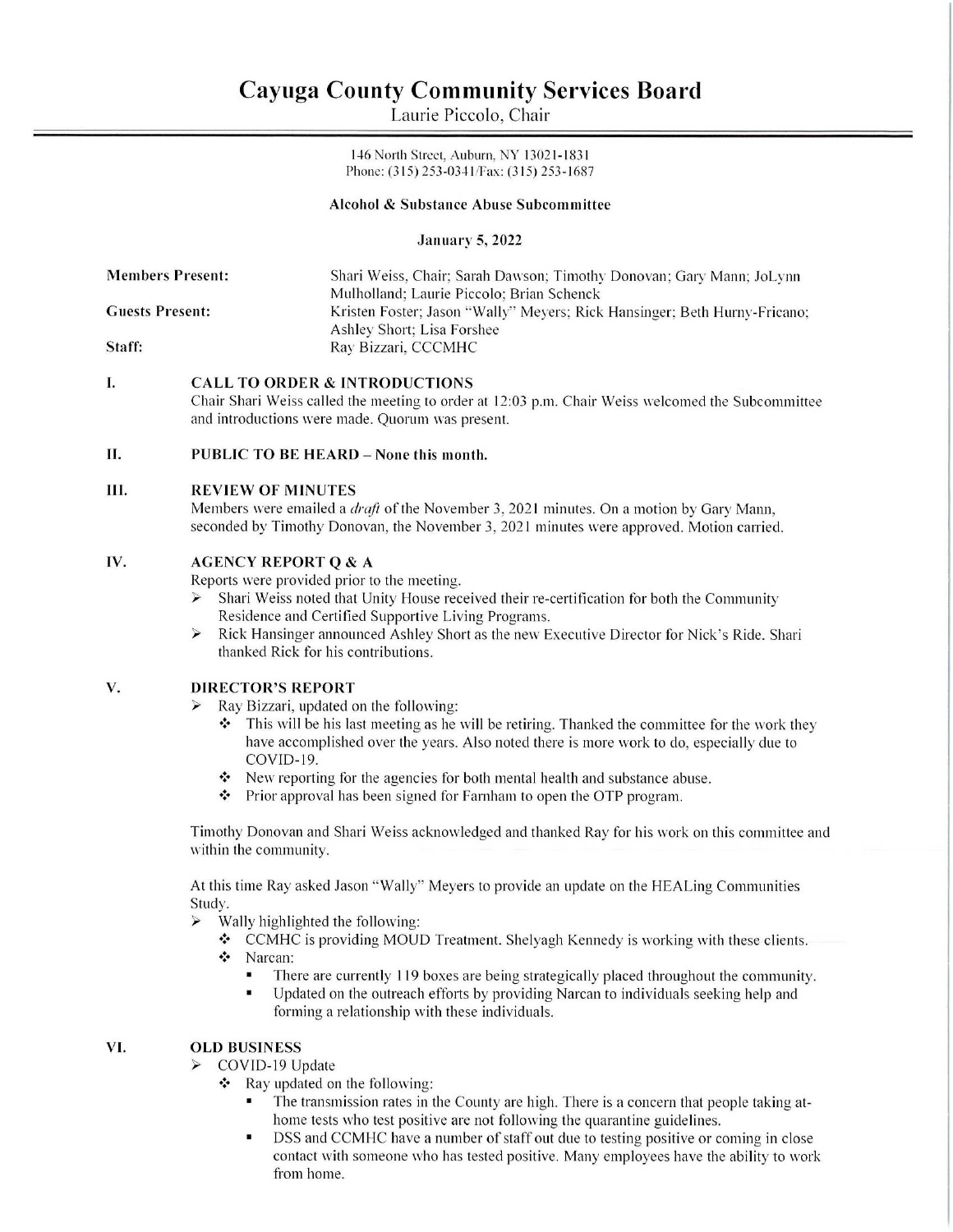# Cayuga County Community Services Board

Laurie Piccolo, Chair

146 North Street, Auburn, NY 13021-1831
Phone: (315) 253-0341/Fax: (315) 253-1687

**Alcohol & Substance Abuse Subcommittee**

**January 5, 2022**

**Members Present:** Shari Weiss, Chair; Sarah Dawson; Timothy Donovan; Gary Mann; JoLynn Mulholland; Laurie Piccolo; Brian Schenck

**Guests Present:** Kristen Foster; Jason "Wally" Meyers; Rick Hansinger; Beth Hurny-Fricano; Ashley Short; Lisa Forshee

**Staff:** Ray Bizzari, CCCMHC

## I. CALL TO ORDER & INTRODUCTIONS

Chair Shari Weiss called the meeting to order at 12:03 p.m. Chair Weiss welcomed the Subcommittee and introductions were made. Quorum was present.

## II. PUBLIC TO BE HEARD – None this month.

## III. REVIEW OF MINUTES

Members were emailed a *draft* of the November 3, 2021 minutes. On a motion by Gary Mann, seconded by Timothy Donovan, the November 3, 2021 minutes were approved. Motion carried.

## IV. AGENCY REPORT Q & A

Reports were provided prior to the meeting.

- Shari Weiss noted that Unity House received their re-certification for both the Community Residence and Certified Supportive Living Programs.
- Rick Hansinger announced Ashley Short as the new Executive Director for Nick's Ride. Shari thanked Rick for his contributions.

## V. DIRECTOR'S REPORT

- Ray Bizzari, updated on the following:
  - This will be his last meeting as he will be retiring. Thanked the committee for the work they have accomplished over the years. Also noted there is more work to do, especially due to COVID-19.
  - New reporting for the agencies for both mental health and substance abuse.
  - Prior approval has been signed for Farnham to open the OTP program.

Timothy Donovan and Shari Weiss acknowledged and thanked Ray for his work on this committee and within the community.

At this time Ray asked Jason "Wally" Meyers to provide an update on the HEALing Communities Study.

- Wally highlighted the following:
  - CCMHC is providing MOUD Treatment. Shelyagh Kennedy is working with these clients.
  - Narcan:
    - There are currently 119 boxes are being strategically placed throughout the community.
    - Updated on the outreach efforts by providing Narcan to individuals seeking help and forming a relationship with these individuals.

## VI. OLD BUSINESS

- COVID-19 Update
  - Ray updated on the following:
    - The transmission rates in the County are high. There is a concern that people taking at-home tests who test positive are not following the quarantine guidelines.
    - DSS and CCMHC have a number of staff out due to testing positive or coming in close contact with someone who has tested positive. Many employees have the ability to work from home.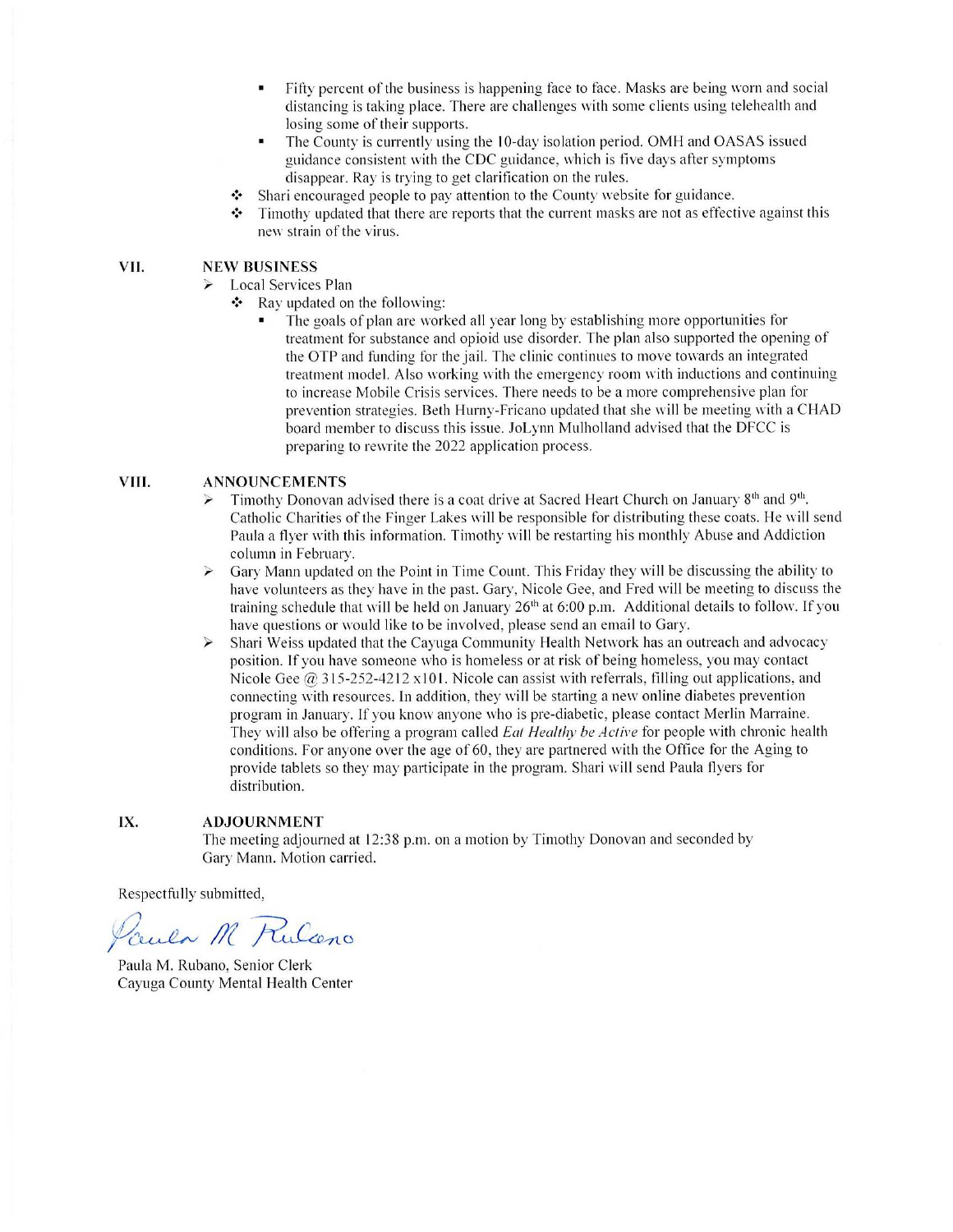- Fifty percent of the business is happening face to face. Masks are being worn and social distancing is taking place. There are challenges with some clients using telehealth and losing some of their supports.
- The County is currently using the 10-day isolation period. OMH and OASAS issued guidance consistent with the CDC guidance, which is five days after symptoms disappear. Ray is trying to get clarification on the rules.

- Shari encouraged people to pay attention to the County website for guidance.
- Timothy updated that there are reports that the current masks are not as effective against this new strain of the virus.

## VII. NEW BUSINESS

- Local Services Plan
  - Ray updated on the following:
    - The goals of plan are worked all year long by establishing more opportunities for treatment for substance and opioid use disorder. The plan also supported the opening of the OTP and funding for the jail. The clinic continues to move towards an integrated treatment model. Also working with the emergency room with inductions and continuing to increase Mobile Crisis services. There needs to be a more comprehensive plan for prevention strategies. Beth Hurny-Fricano updated that she will be meeting with a CHAD board member to discuss this issue. JoLynn Mulholland advised that the DFCC is preparing to rewrite the 2022 application process.

## VIII. ANNOUNCEMENTS

- Timothy Donovan advised there is a coat drive at Sacred Heart Church on January 8th and 9th. Catholic Charities of the Finger Lakes will be responsible for distributing these coats. He will send Paula a flyer with this information. Timothy will be restarting his monthly Abuse and Addiction column in February.
- Gary Mann updated on the Point in Time Count. This Friday they will be discussing the ability to have volunteers as they have in the past. Gary, Nicole Gee, and Fred will be meeting to discuss the training schedule that will be held on January 26th at 6:00 p.m. Additional details to follow. If you have questions or would like to be involved, please send an email to Gary.
- Shari Weiss updated that the Cayuga Community Health Network has an outreach and advocacy position. If you have someone who is homeless or at risk of being homeless, you may contact Nicole Gee @ 315-252-4212 x101. Nicole can assist with referrals, filling out applications, and connecting with resources. In addition, they will be starting a new online diabetes prevention program in January. If you know anyone who is pre-diabetic, please contact Merlin Marraine. They will also be offering a program called *Eat Healthy be Active* for people with chronic health conditions. For anyone over the age of 60, they are partnered with the Office for the Aging to provide tablets so they may participate in the program. Shari will send Paula flyers for distribution.

## IX. ADJOURNMENT

The meeting adjourned at 12:38 p.m. on a motion by Timothy Donovan and seconded by Gary Mann. Motion carried.

Respectfully submitted,

Paula M. Rubano

Paula M. Rubano, Senior Clerk
Cayuga County Mental Health Center